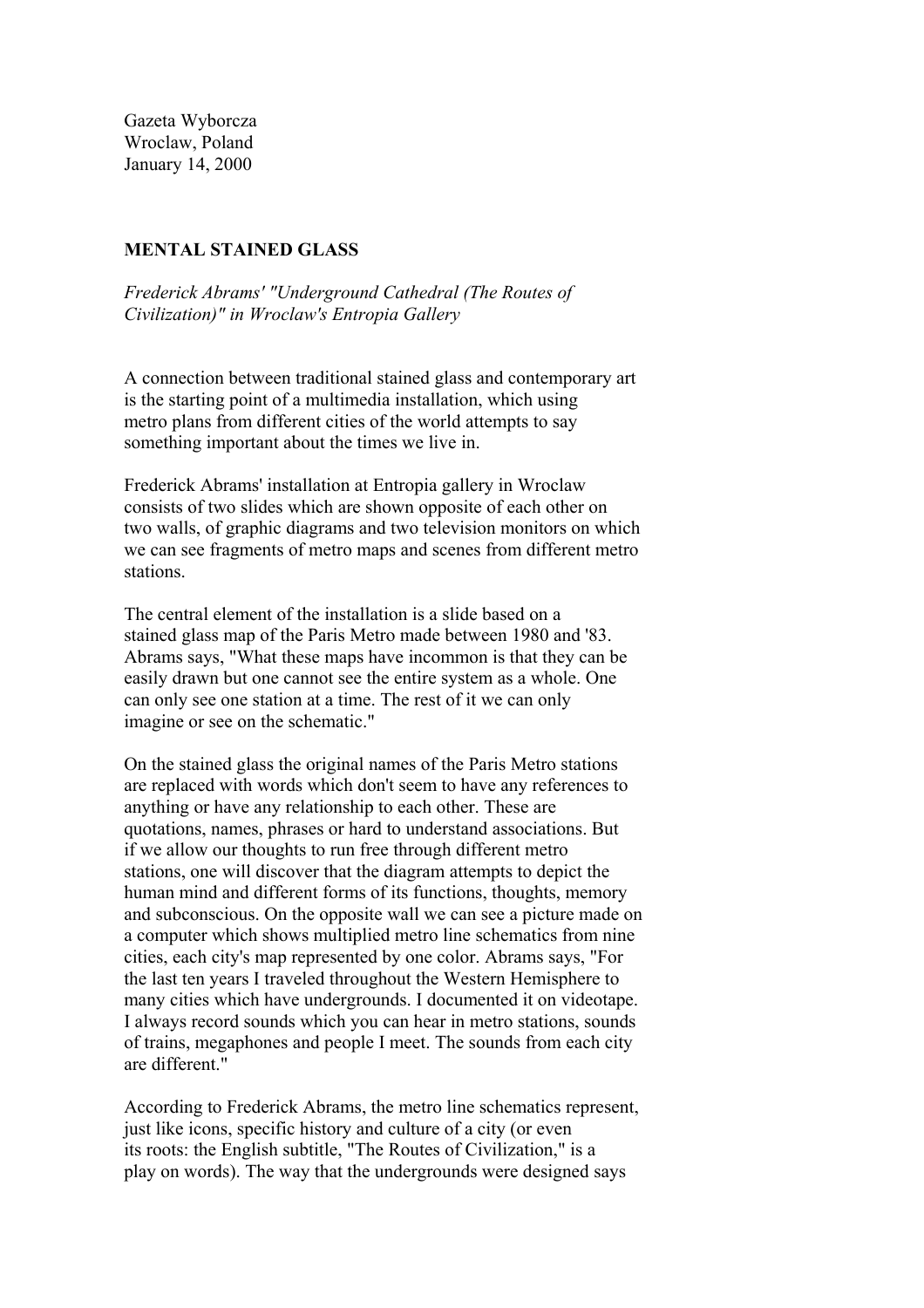Gazeta Wyborcza
Wroclaw, Poland
January 14, 2000

**MENTAL STAINED GLASS**

*Frederick Abrams' "Underground Cathedral (The Routes of Civilization)" in Wroclaw's Entropia Gallery*

A connection between traditional stained glass and contemporary art is the starting point of a multimedia installation, which using metro plans from different cities of the world attempts to say something important about the times we live in.

Frederick Abrams' installation at Entropia gallery in Wroclaw consists of two slides which are shown opposite of each other on two walls, of graphic diagrams and two television monitors on which we can see fragments of metro maps and scenes from different metro stations.

The central element of the installation is a slide based on a stained glass map of the Paris Metro made between 1980 and '83. Abrams says, "What these maps have incommon is that they can be easily drawn but one cannot see the entire system as a whole. One can only see one station at a time. The rest of it we can only imagine or see on the schematic."

On the stained glass the original names of the Paris Metro stations are replaced with words which don't seem to have any references to anything or have any relationship to each other. These are quotations, names, phrases or hard to understand associations. But if we allow our thoughts to run free through different metro stations, one will discover that the diagram attempts to depict the human mind and different forms of its functions, thoughts, memory and subconscious. On the opposite wall we can see a picture made on a computer which shows multiplied metro line schematics from nine cities, each city's map represented by one color. Abrams says, "For the last ten years I traveled throughout the Western Hemisphere to many cities which have undergrounds. I documented it on videotape. I always record sounds which you can hear in metro stations, sounds of trains, megaphones and people I meet. The sounds from each city are different."

According to Frederick Abrams, the metro line schematics represent, just like icons, specific history and culture of a city (or even its roots: the English subtitle, "The Routes of Civilization," is a play on words). The way that the undergrounds were designed says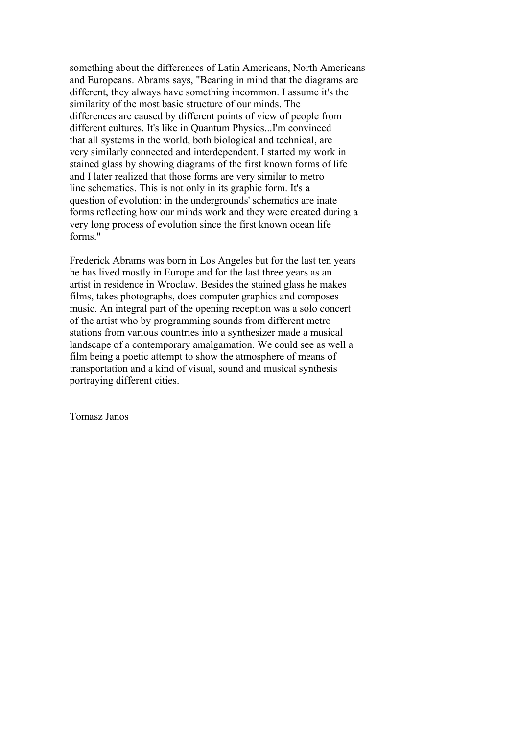something about the differences of Latin Americans, North Americans and Europeans. Abrams says, "Bearing in mind that the diagrams are different, they always have something incommon. I assume it's the similarity of the most basic structure of our minds. The differences are caused by different points of view of people from different cultures. It's like in Quantum Physics...I'm convinced that all systems in the world, both biological and technical, are very similarly connected and interdependent. I started my work in stained glass by showing diagrams of the first known forms of life and I later realized that those forms are very similar to metro line schematics. This is not only in its graphic form. It's a question of evolution: in the undergrounds' schematics are inate forms reflecting how our minds work and they were created during a very long process of evolution since the first known ocean life forms."

Frederick Abrams was born in Los Angeles but for the last ten years he has lived mostly in Europe and for the last three years as an artist in residence in Wroclaw. Besides the stained glass he makes films, takes photographs, does computer graphics and composes music. An integral part of the opening reception was a solo concert of the artist who by programming sounds from different metro stations from various countries into a synthesizer made a musical landscape of a contemporary amalgamation. We could see as well a film being a poetic attempt to show the atmosphere of means of transportation and a kind of visual, sound and musical synthesis portraying different cities.

Tomasz Janos